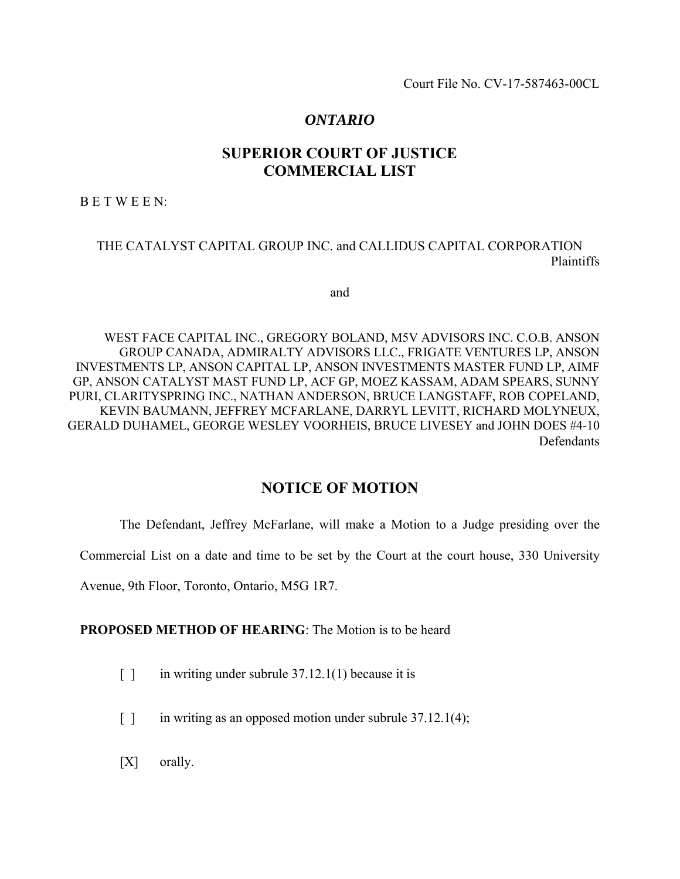Court File No. CV-17-587463-00CL

# *ONTARIO*

## SUPERIOR COURT OF JUSTICE
## COMMERCIAL LIST

B E T W E E N:

THE CATALYST CAPITAL GROUP INC. and CALLIDUS CAPITAL CORPORATION
Plaintiffs

and

WEST FACE CAPITAL INC., GREGORY BOLAND, M5V ADVISORS INC. C.O.B. ANSON GROUP CANADA, ADMIRALTY ADVISORS LLC., FRIGATE VENTURES LP, ANSON INVESTMENTS LP, ANSON CAPITAL LP, ANSON INVESTMENTS MASTER FUND LP, AIMF GP, ANSON CATALYST MAST FUND LP, ACF GP, MOEZ KASSAM, ADAM SPEARS, SUNNY PURI, CLARITYSPRING INC., NATHAN ANDERSON, BRUCE LANGSTAFF, ROB COPELAND, KEVIN BAUMANN, JEFFREY MCFARLANE, DARRYL LEVITT, RICHARD MOLYNEUX, GERALD DUHAMEL, GEORGE WESLEY VOORHEIS, BRUCE LIVESEY and JOHN DOES #4-10
Defendants

## NOTICE OF MOTION

The Defendant, Jeffrey McFarlane, will make a Motion to a Judge presiding over the Commercial List on a date and time to be set by the Court at the court house, 330 University Avenue, 9th Floor, Toronto, Ontario, M5G 1R7.

**PROPOSED METHOD OF HEARING**: The Motion is to be heard

[ ] in writing under subrule 37.12.1(1) because it is

[ ] in writing as an opposed motion under subrule 37.12.1(4);

[X] orally.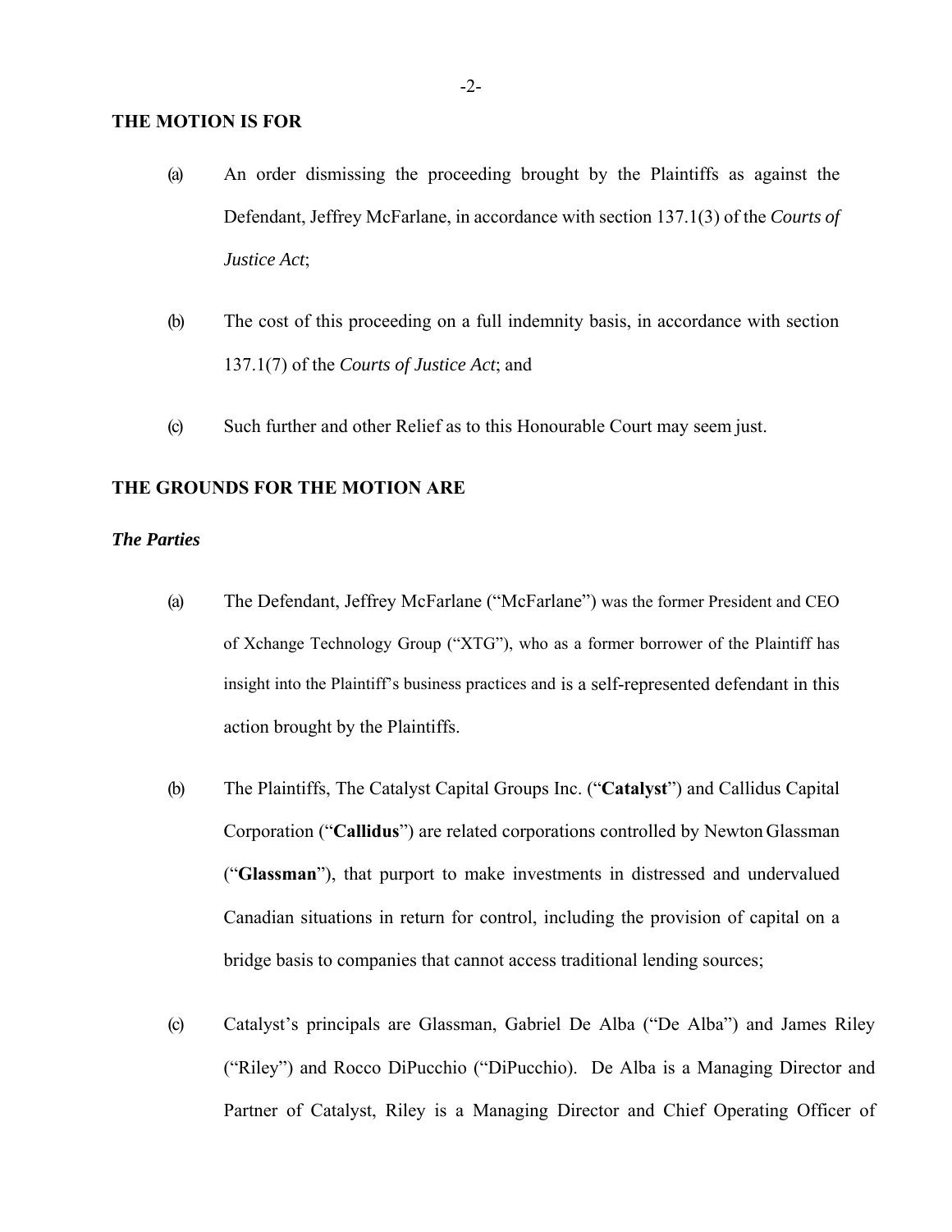## THE MOTION IS FOR

(a) An order dismissing the proceeding brought by the Plaintiffs as against the Defendant, Jeffrey McFarlane, in accordance with section 137.1(3) of the *Courts of Justice Act*;

(b) The cost of this proceeding on a full indemnity basis, in accordance with section 137.1(7) of the *Courts of Justice Act*; and

(c) Such further and other Relief as to this Honourable Court may seem just.

## THE GROUNDS FOR THE MOTION ARE

### *The Parties*

(a) The Defendant, Jeffrey McFarlane ("McFarlane") was the former President and CEO of Xchange Technology Group ("XTG"), who as a former borrower of the Plaintiff has insight into the Plaintiff's business practices and is a self-represented defendant in this action brought by the Plaintiffs.

(b) The Plaintiffs, The Catalyst Capital Groups Inc. ("**Catalyst**") and Callidus Capital Corporation ("**Callidus**") are related corporations controlled by Newton Glassman ("**Glassman**"), that purport to make investments in distressed and undervalued Canadian situations in return for control, including the provision of capital on a bridge basis to companies that cannot access traditional lending sources;

(c) Catalyst's principals are Glassman, Gabriel De Alba ("De Alba") and James Riley ("Riley") and Rocco DiPucchio ("DiPucchio). De Alba is a Managing Director and Partner of Catalyst, Riley is a Managing Director and Chief Operating Officer of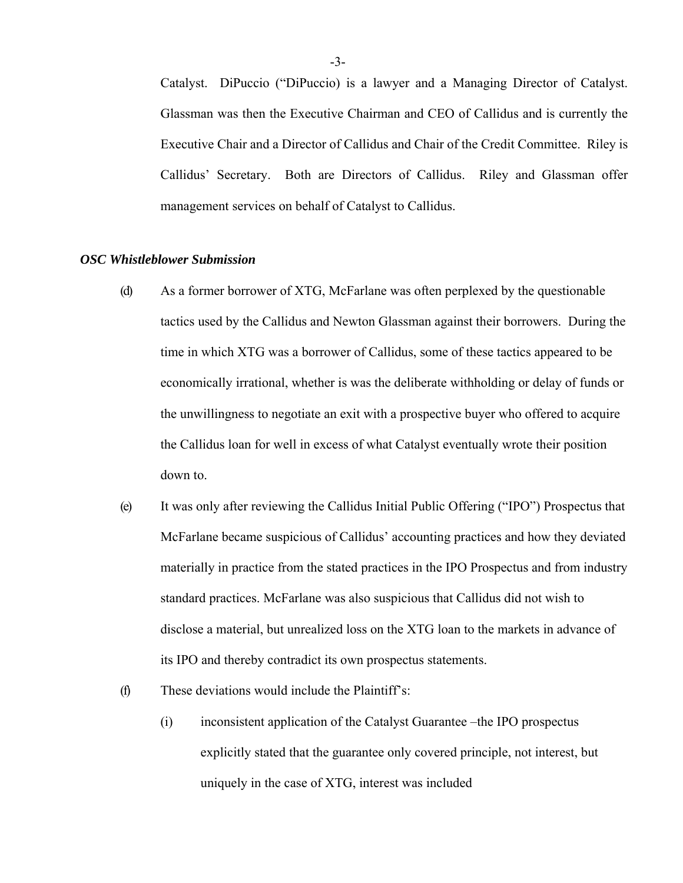Catalyst. DiPuccio ("DiPuccio) is a lawyer and a Managing Director of Catalyst. Glassman was then the Executive Chairman and CEO of Callidus and is currently the Executive Chair and a Director of Callidus and Chair of the Credit Committee. Riley is Callidus' Secretary. Both are Directors of Callidus. Riley and Glassman offer management services on behalf of Catalyst to Callidus.

***OSC Whistleblower Submission***

(d) As a former borrower of XTG, McFarlane was often perplexed by the questionable tactics used by the Callidus and Newton Glassman against their borrowers. During the time in which XTG was a borrower of Callidus, some of these tactics appeared to be economically irrational, whether is was the deliberate withholding or delay of funds or the unwillingness to negotiate an exit with a prospective buyer who offered to acquire the Callidus loan for well in excess of what Catalyst eventually wrote their position down to.

(e) It was only after reviewing the Callidus Initial Public Offering ("IPO") Prospectus that McFarlane became suspicious of Callidus' accounting practices and how they deviated materially in practice from the stated practices in the IPO Prospectus and from industry standard practices. McFarlane was also suspicious that Callidus did not wish to disclose a material, but unrealized loss on the XTG loan to the markets in advance of its IPO and thereby contradict its own prospectus statements.

(f) These deviations would include the Plaintiff's:

   (i) inconsistent application of the Catalyst Guarantee –the IPO prospectus explicitly stated that the guarantee only covered principle, not interest, but uniquely in the case of XTG, interest was included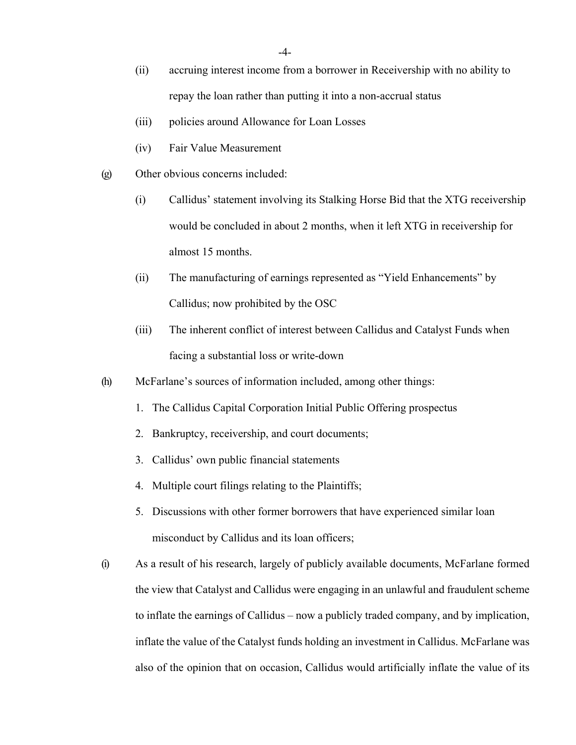(ii) accruing interest income from a borrower in Receivership with no ability to repay the loan rather than putting it into a non-accrual status

(iii) policies around Allowance for Loan Losses

(iv) Fair Value Measurement

(g) Other obvious concerns included:

(i) Callidus' statement involving its Stalking Horse Bid that the XTG receivership would be concluded in about 2 months, when it left XTG in receivership for almost 15 months.

(ii) The manufacturing of earnings represented as "Yield Enhancements" by Callidus; now prohibited by the OSC

(iii) The inherent conflict of interest between Callidus and Catalyst Funds when facing a substantial loss or write-down

(h) McFarlane's sources of information included, among other things:

1. The Callidus Capital Corporation Initial Public Offering prospectus
2. Bankruptcy, receivership, and court documents;
3. Callidus' own public financial statements
4. Multiple court filings relating to the Plaintiffs;
5. Discussions with other former borrowers that have experienced similar loan misconduct by Callidus and its loan officers;

(i) As a result of his research, largely of publicly available documents, McFarlane formed the view that Catalyst and Callidus were engaging in an unlawful and fraudulent scheme to inflate the earnings of Callidus – now a publicly traded company, and by implication, inflate the value of the Catalyst funds holding an investment in Callidus. McFarlane was also of the opinion that on occasion, Callidus would artificially inflate the value of its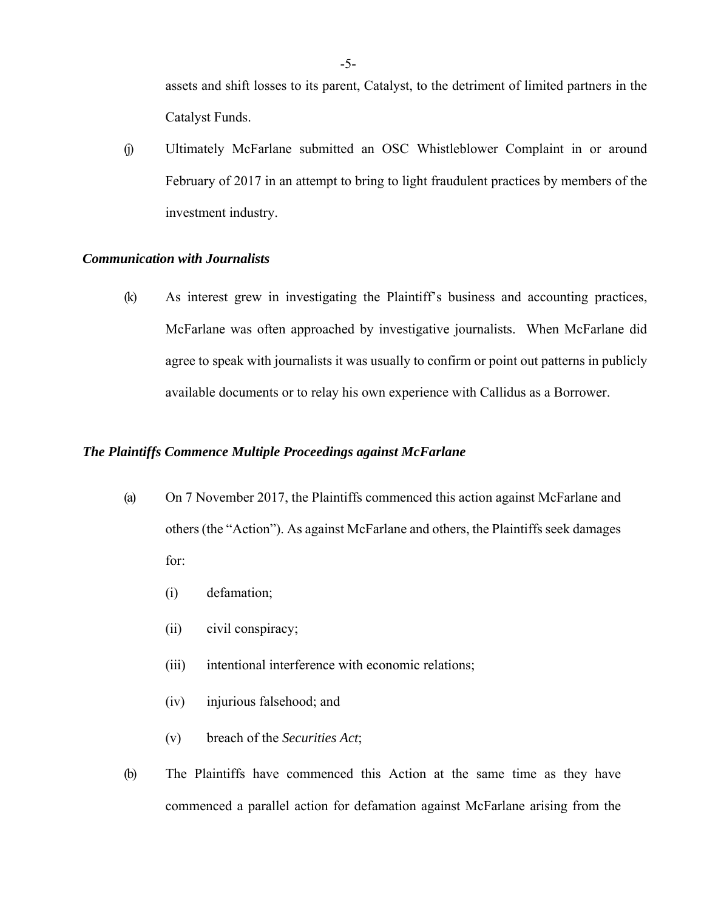assets and shift losses to its parent, Catalyst, to the detriment of limited partners in the Catalyst Funds.

(j) Ultimately McFarlane submitted an OSC Whistleblower Complaint in or around February of 2017 in an attempt to bring to light fraudulent practices by members of the investment industry.

### *Communication with Journalists*

(k) As interest grew in investigating the Plaintiff's business and accounting practices, McFarlane was often approached by investigative journalists. When McFarlane did agree to speak with journalists it was usually to confirm or point out patterns in publicly available documents or to relay his own experience with Callidus as a Borrower.

### *The Plaintiffs Commence Multiple Proceedings against McFarlane*

(a) On 7 November 2017, the Plaintiffs commenced this action against McFarlane and others (the "Action"). As against McFarlane and others, the Plaintiffs seek damages for:

- (i) defamation;
- (ii) civil conspiracy;
- (iii) intentional interference with economic relations;
- (iv) injurious falsehood; and
- (v) breach of the *Securities Act*;

(b) The Plaintiffs have commenced this Action at the same time as they have commenced a parallel action for defamation against McFarlane arising from the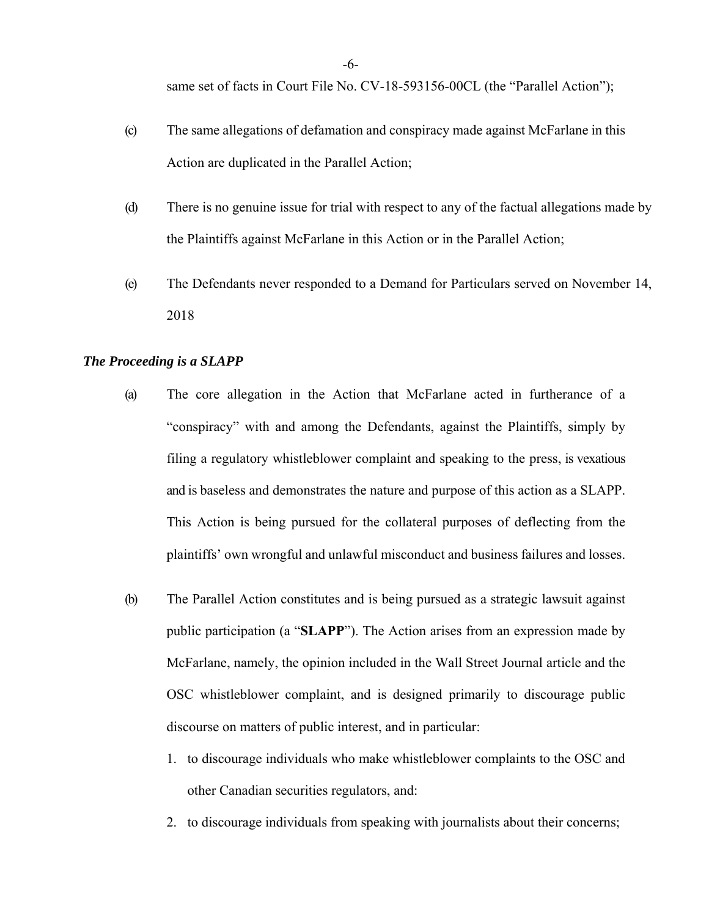same set of facts in Court File No. CV-18-593156-00CL (the "Parallel Action");

(c) The same allegations of defamation and conspiracy made against McFarlane in this Action are duplicated in the Parallel Action;

(d) There is no genuine issue for trial with respect to any of the factual allegations made by the Plaintiffs against McFarlane in this Action or in the Parallel Action;

(e) The Defendants never responded to a Demand for Particulars served on November 14, 2018

***The Proceeding is a SLAPP***

(a) The core allegation in the Action that McFarlane acted in furtherance of a "conspiracy" with and among the Defendants, against the Plaintiffs, simply by filing a regulatory whistleblower complaint and speaking to the press, is vexatious and is baseless and demonstrates the nature and purpose of this action as a SLAPP. This Action is being pursued for the collateral purposes of deflecting from the plaintiffs' own wrongful and unlawful misconduct and business failures and losses.

(b) The Parallel Action constitutes and is being pursued as a strategic lawsuit against public participation (a "**SLAPP**"). The Action arises from an expression made by McFarlane, namely, the opinion included in the Wall Street Journal article and the OSC whistleblower complaint, and is designed primarily to discourage public discourse on matters of public interest, and in particular:

1. to discourage individuals who make whistleblower complaints to the OSC and other Canadian securities regulators, and:
2. to discourage individuals from speaking with journalists about their concerns;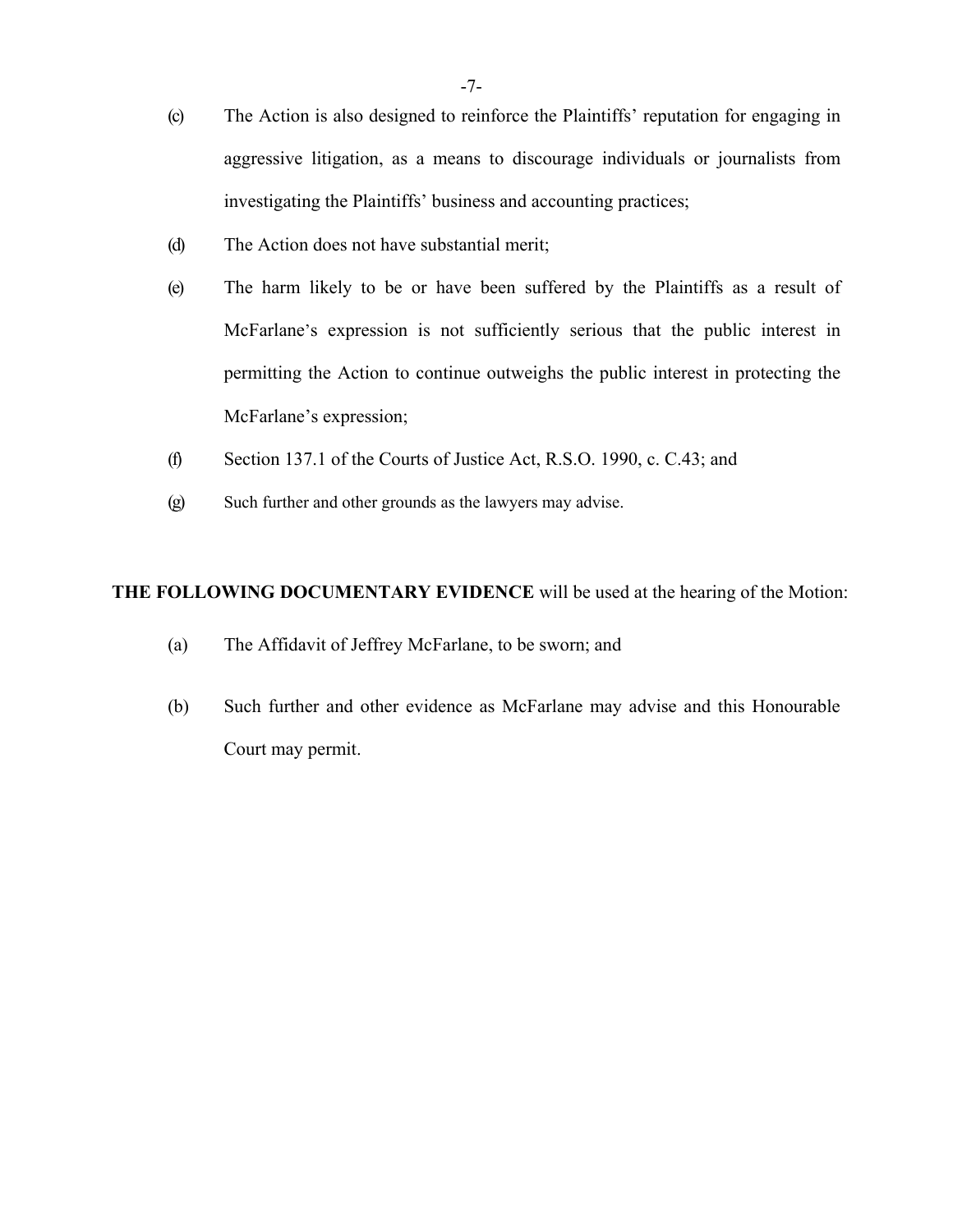(c) The Action is also designed to reinforce the Plaintiffs' reputation for engaging in aggressive litigation, as a means to discourage individuals or journalists from investigating the Plaintiffs' business and accounting practices;

(d) The Action does not have substantial merit;

(e) The harm likely to be or have been suffered by the Plaintiffs as a result of McFarlane's expression is not sufficiently serious that the public interest in permitting the Action to continue outweighs the public interest in protecting the McFarlane's expression;

(f) Section 137.1 of the Courts of Justice Act, R.S.O. 1990, c. C.43; and

(g) Such further and other grounds as the lawyers may advise.

**THE FOLLOWING DOCUMENTARY EVIDENCE** will be used at the hearing of the Motion:

(a) The Affidavit of Jeffrey McFarlane, to be sworn; and

(b) Such further and other evidence as McFarlane may advise and this Honourable Court may permit.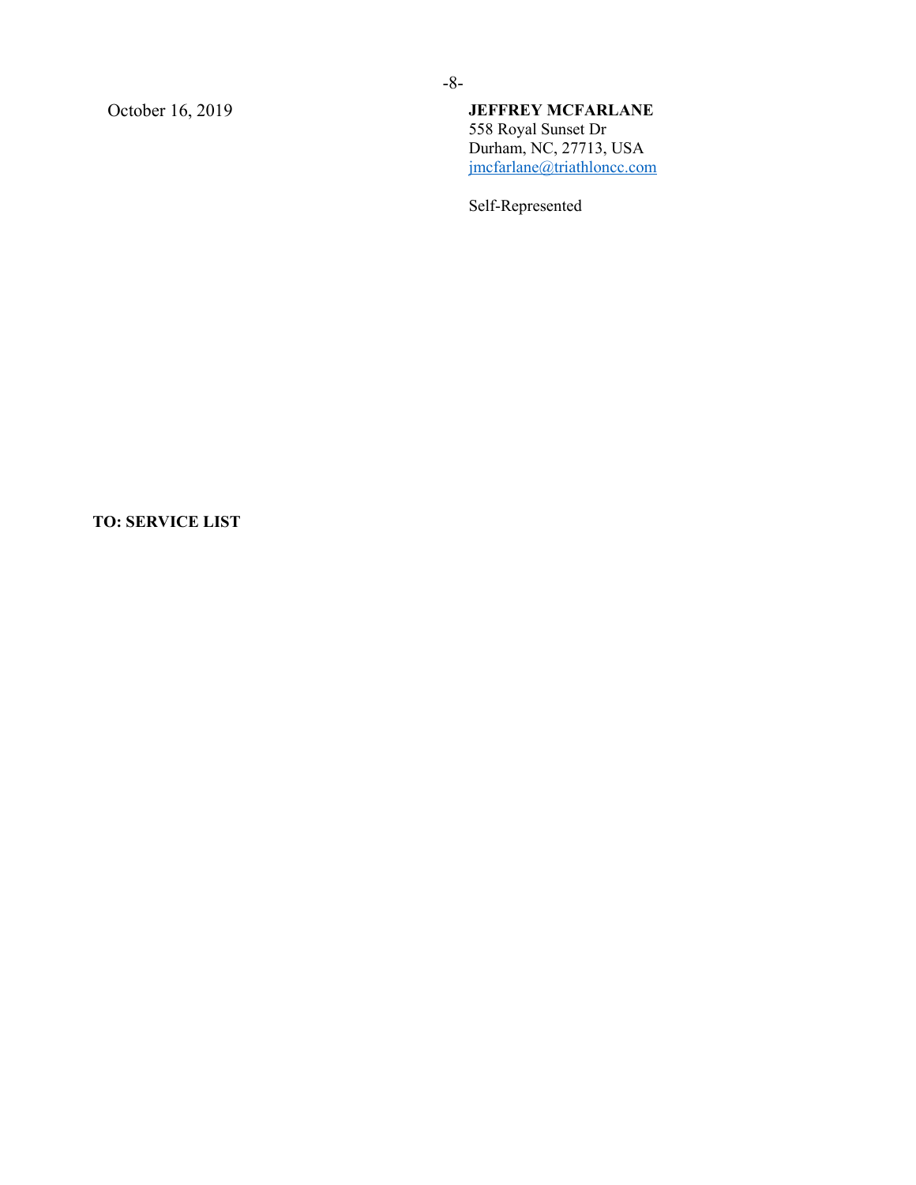October 16, 2019

**JEFFREY MCFARLANE**
558 Royal Sunset Dr
Durham, NC, 27713, USA
jmcfarlane@triathloncc.com

Self-Represented

**TO: SERVICE LIST**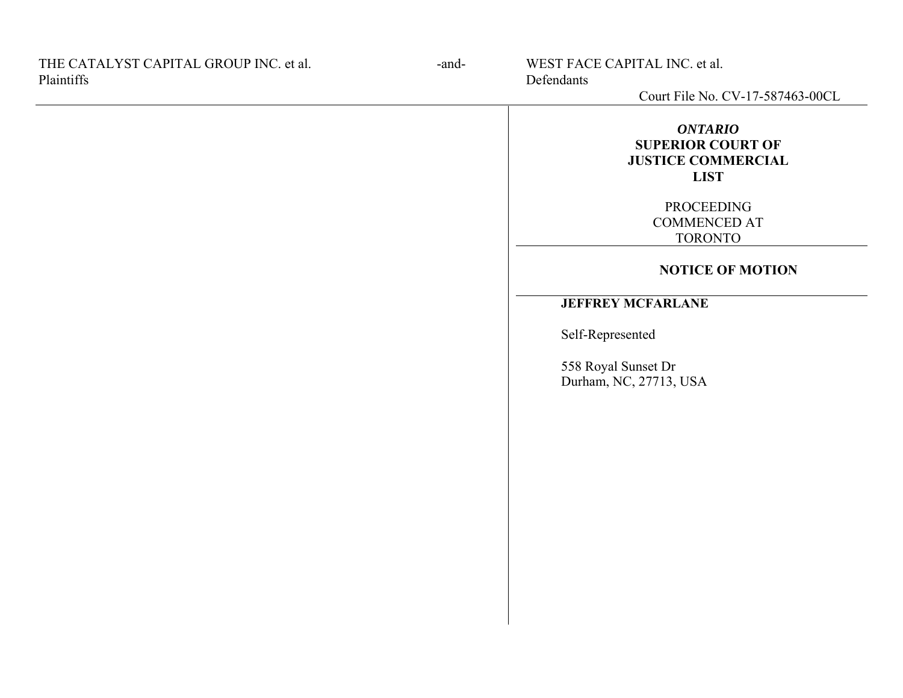THE CATALYST CAPITAL GROUP INC. et al.
Plaintiffs

-and-

WEST FACE CAPITAL INC. et al.
Defendants

Court File No. CV-17-587463-00CL

***ONTARIO***
**SUPERIOR COURT OF JUSTICE COMMERCIAL LIST**

PROCEEDING COMMENCED AT TORONTO

**NOTICE OF MOTION**

**JEFFREY MCFARLANE**

Self-Represented

558 Royal Sunset Dr
Durham, NC, 27713, USA